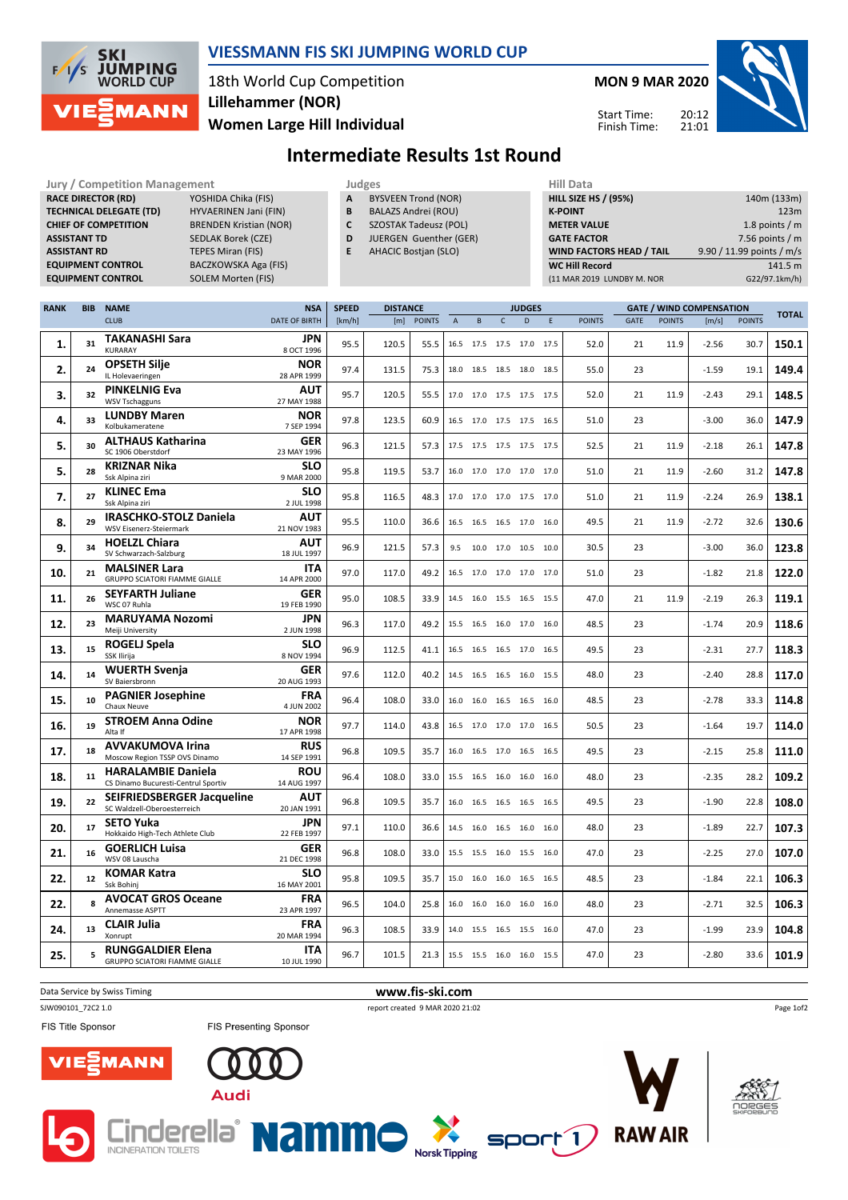# VIESSMANN FIS SKI JUMPING WORLD CUP

18th World Cup Competition
Lillehammer (NOR)
**Women Large Hill Individual**

**MON 9 MAR 2020**

Start Time: 20:12
Finish Time: 21:01

## Intermediate Results 1st Round

| Jury / Competition Management | |
|---|---|
| RACE DIRECTOR (RD) | YOSHIDA Chika (FIS) |
| TECHNICAL DELEGATE (TD) | HYVAERINEN Jani (FIN) |
| CHIEF OF COMPETITION | BRENDEN Kristian (NOR) |
| ASSISTANT TD | SEDLAK Borek (CZE) |
| ASSISTANT RD | TEPES Miran (FIS) |
| EQUIPMENT CONTROL | BACZKOWSKA Aga (FIS) |
| EQUIPMENT CONTROL | SOLEM Morten (FIS) |

| Judges | |
|---|---|
| A | BYSVEEN Trond (NOR) |
| B | BALAZS Andrei (ROU) |
| C | SZOSTAK Tadeusz (POL) |
| D | JUERGEN Guenther (GER) |
| E | AHACIC Bostjan (SLO) |

| Hill Data | |
|---|---|
| HILL SIZE HS / (95%) | 140m (133m) |
| K-POINT | 123m |
| METER VALUE | 1.8 points / m |
| GATE FACTOR | 7.56 points / m |
| WIND FACTORS HEAD / TAIL | 9.90 / 11.99 points / m/s |
| WC Hill Record | 141.5 m |
| (11 MAR 2019 LUNDBY M. NOR | G22/97.1km/h) |

| RANK | BIB | NAME / CLUB | NSA / DATE OF BIRTH | SPEED [km/h] | DISTANCE [m] | DISTANCE POINTS | A | B | C | D | E | JUDGES POINTS | GATE | GATE POINTS | WIND [m/s] | WIND POINTS | TOTAL |
|---|---|---|---|---|---|---|---|---|---|---|---|---|---|---|---|---|---|
| 1. | 31 | **TAKANASHI Sara** KURARAY | JPN 8 OCT 1996 | 95.5 | 120.5 | 55.5 | 16.5 | 17.5 | 17.5 | 17.0 | 17.5 | 52.0 | 21 | 11.9 | -2.56 | 30.7 | **150.1** |
| 2. | 24 | **OPSETH Silje** IL Holevaeringen | NOR 28 APR 1999 | 97.4 | 131.5 | 75.3 | 18.0 | 18.5 | 18.5 | 18.0 | 18.5 | 55.0 | 23 | | -1.59 | 19.1 | **149.4** |
| 3. | 32 | **PINKELNIG Eva** WSV Tschagguns | AUT 27 MAY 1988 | 95.7 | 120.5 | 55.5 | 17.0 | 17.0 | 17.5 | 17.5 | 17.5 | 52.0 | 21 | 11.9 | -2.43 | 29.1 | **148.5** |
| 4. | 33 | **LUNDBY Maren** Kolbukameratene | NOR 7 SEP 1994 | 97.8 | 123.5 | 60.9 | 16.5 | 17.0 | 17.5 | 17.5 | 16.5 | 51.0 | 23 | | -3.00 | 36.0 | **147.9** |
| 5. | 30 | **ALTHAUS Katharina** SC 1906 Oberstdorf | GER 23 MAY 1996 | 96.3 | 121.5 | 57.3 | 17.5 | 17.5 | 17.5 | 17.5 | 17.5 | 52.5 | 21 | 11.9 | -2.18 | 26.1 | **147.8** |
| 5. | 28 | **KRIZNAR Nika** Ssk Alpina ziri | SLO 9 MAR 2000 | 95.8 | 119.5 | 53.7 | 16.0 | 17.0 | 17.0 | 17.0 | 17.0 | 51.0 | 21 | 11.9 | -2.60 | 31.2 | **147.8** |
| 7. | 27 | **KLINEC Ema** Ssk Alpina ziri | SLO 2 JUL 1998 | 95.8 | 116.5 | 48.3 | 17.0 | 17.0 | 17.0 | 17.5 | 17.0 | 51.0 | 21 | 11.9 | -2.24 | 26.9 | **138.1** |
| 8. | 29 | **IRASCHKO-STOLZ Daniela** WSV Eisenerz-Steiermark | AUT 21 NOV 1983 | 95.5 | 110.0 | 36.6 | 16.5 | 16.5 | 16.5 | 17.0 | 16.0 | 49.5 | 21 | 11.9 | -2.72 | 32.6 | **130.6** |
| 9. | 34 | **HOELZL Chiara** SV Schwarzach-Salzburg | AUT 18 JUL 1997 | 96.9 | 121.5 | 57.3 | 9.5 | 10.0 | 17.0 | 10.5 | 10.0 | 30.5 | 23 | | -3.00 | 36.0 | **123.8** |
| 10. | 21 | **MALSINER Lara** GRUPPO SCIATORI FIAMME GIALLE | ITA 14 APR 2000 | 97.0 | 117.0 | 49.2 | 16.5 | 17.0 | 17.0 | 17.0 | 17.0 | 51.0 | 23 | | -1.82 | 21.8 | **122.0** |
| 11. | 26 | **SEYFARTH Juliane** WSC 07 Ruhla | GER 19 FEB 1990 | 95.0 | 108.5 | 33.9 | 14.5 | 16.0 | 15.5 | 16.5 | 15.5 | 47.0 | 21 | 11.9 | -2.19 | 26.3 | **119.1** |
| 12. | 23 | **MARUYAMA Nozomi** Meiji University | JPN 2 JUN 1998 | 96.3 | 117.0 | 49.2 | 15.5 | 16.5 | 16.0 | 17.0 | 16.0 | 48.5 | 23 | | -1.74 | 20.9 | **118.6** |
| 13. | 15 | **ROGELJ Spela** SSK Ilirija | SLO 8 NOV 1994 | 96.9 | 112.5 | 41.1 | 16.5 | 16.5 | 16.5 | 17.0 | 16.5 | 49.5 | 23 | | -2.31 | 27.7 | **118.3** |
| 14. | 14 | **WUERTH Svenja** SV Baiersbronn | GER 20 AUG 1993 | 97.6 | 112.0 | 40.2 | 14.5 | 16.5 | 16.5 | 16.0 | 15.5 | 48.0 | 23 | | -2.40 | 28.8 | **117.0** |
| 15. | 10 | **PAGNIER Josephine** Chaux Neuve | FRA 4 JUN 2002 | 96.4 | 108.0 | 33.0 | 16.0 | 16.0 | 16.5 | 16.5 | 16.0 | 48.5 | 23 | | -2.78 | 33.3 | **114.8** |
| 16. | 19 | **STROEM Anna Odine** Alta If | NOR 17 APR 1998 | 97.7 | 114.0 | 43.8 | 16.5 | 17.0 | 17.0 | 17.0 | 16.5 | 50.5 | 23 | | -1.64 | 19.7 | **114.0** |
| 17. | 18 | **AVVAKUMOVA Irina** Moscow Region TSSP OVS Dinamo | RUS 14 SEP 1991 | 96.8 | 109.5 | 35.7 | 16.0 | 16.5 | 17.0 | 16.5 | 16.5 | 49.5 | 23 | | -2.15 | 25.8 | **111.0** |
| 18. | 11 | **HARALAMBIE Daniela** CS Dinamo Bucuresti-Centrul Sportiv | ROU 14 AUG 1997 | 96.4 | 108.0 | 33.0 | 15.5 | 16.5 | 16.0 | 16.0 | 16.0 | 48.0 | 23 | | -2.35 | 28.2 | **109.2** |
| 19. | 22 | **SEIFRIEDSBERGER Jacqueline** SC Waldzell-Oberoesterreich | AUT 20 JAN 1991 | 96.8 | 109.5 | 35.7 | 16.0 | 16.5 | 16.5 | 16.5 | 16.5 | 49.5 | 23 | | -1.90 | 22.8 | **108.0** |
| 20. | 17 | **SETO Yuka** Hokkaido High-Tech Athlete Club | JPN 22 FEB 1997 | 97.1 | 110.0 | 36.6 | 14.5 | 16.0 | 16.5 | 16.0 | 16.0 | 48.0 | 23 | | -1.89 | 22.7 | **107.3** |
| 21. | 16 | **GOERLICH Luisa** WSV 08 Lauscha | GER 21 DEC 1998 | 96.8 | 108.0 | 33.0 | 15.5 | 15.5 | 16.0 | 15.5 | 16.0 | 47.0 | 23 | | -2.25 | 27.0 | **107.0** |
| 22. | 12 | **KOMAR Katra** Ssk Bohinj | SLO 16 MAY 2001 | 95.8 | 109.5 | 35.7 | 15.0 | 16.0 | 16.0 | 16.5 | 16.5 | 48.5 | 23 | | -1.84 | 22.1 | **106.3** |
| 22. | 8 | **AVOCAT GROS Oceane** Annemasse ASPTT | FRA 23 APR 1997 | 96.5 | 104.0 | 25.8 | 16.0 | 16.0 | 16.0 | 16.0 | 16.0 | 48.0 | 23 | | -2.71 | 32.5 | **106.3** |
| 24. | 13 | **CLAIR Julia** Xonrupt | FRA 20 MAR 1994 | 96.3 | 108.5 | 33.9 | 14.0 | 15.5 | 16.5 | 15.5 | 16.0 | 47.0 | 23 | | -1.99 | 23.9 | **104.8** |
| 25. | 5 | **RUNGGALDIER Elena** GRUPPO SCIATORI FIAMME GIALLE | ITA 10 JUL 1990 | 96.7 | 101.5 | 21.3 | 15.5 | 15.5 | 16.0 | 16.0 | 15.5 | 47.0 | 23 | | -2.80 | 33.6 | **101.9** |

Data Service by Swiss Timing — www.fis-ski.com

SJW090101_72C2 1.0 — report created 9 MAR 2020 21:02

FIS Title Sponsor — FIS Presenting Sponsor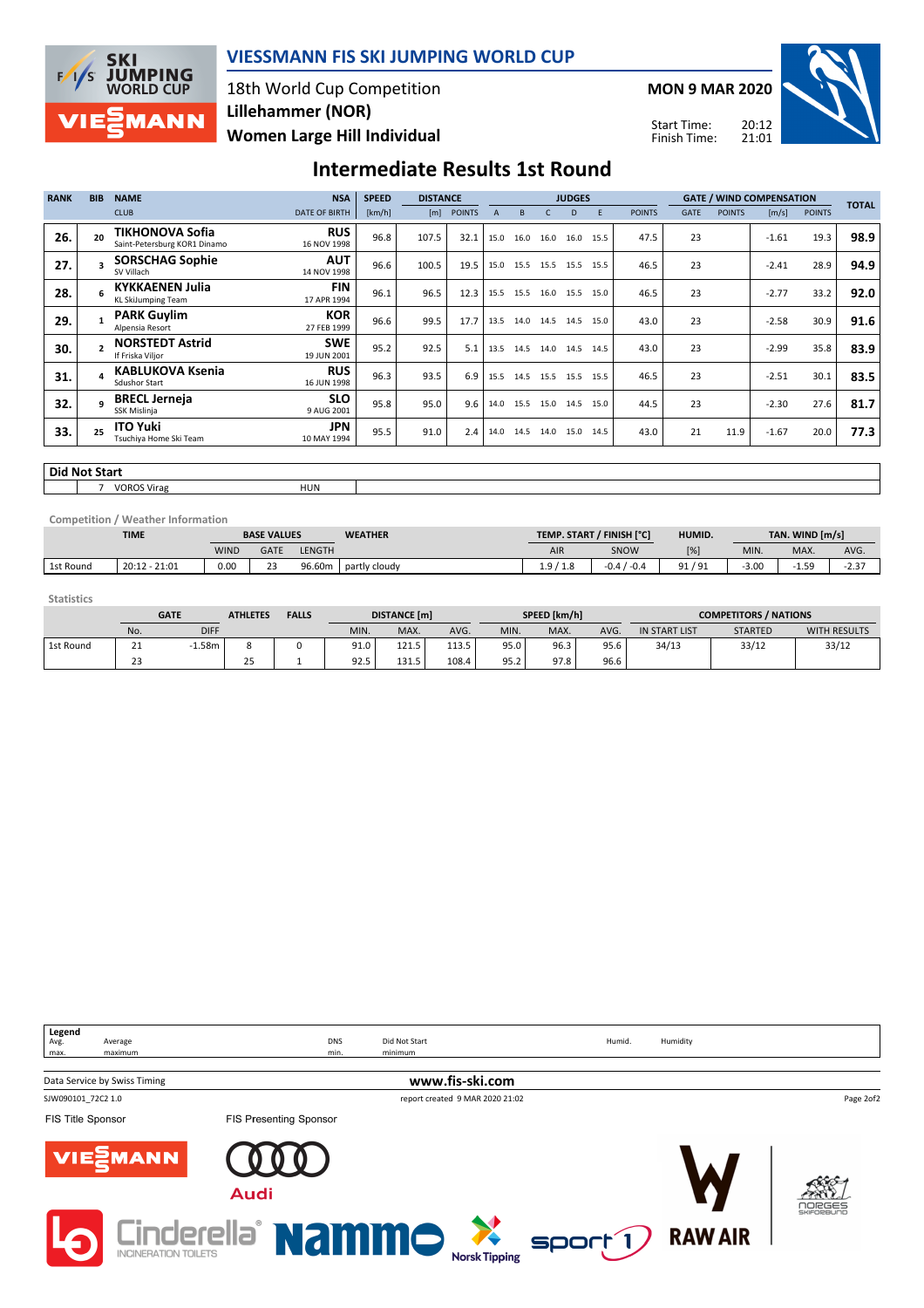# VIESSMANN FIS SKI JUMPING WORLD CUP

18th World Cup Competition
**Lillehammer (NOR)**
**Women Large Hill Individual**

**MON 9 MAR 2020**

Start Time: 20:12
Finish Time: 21:01

## Intermediate Results 1st Round

| RANK | BIB | NAME / CLUB | NSA / DATE OF BIRTH | SPEED [km/h] | DISTANCE [m] | DISTANCE POINTS | A | B | C | D | E | JUDGES POINTS | GATE | GATE POINTS | WIND [m/s] | WIND POINTS | TOTAL |
|---|---|---|---|---|---|---|---|---|---|---|---|---|---|---|---|---|---|
| 26. | 20 | **TIKHONOVA Sofia** Saint-Petersburg KOR1 Dinamo | **RUS** 16 NOV 1998 | 96.8 | 107.5 | 32.1 | 15.0 | 16.0 | 16.0 | 16.0 | 15.5 | 47.5 | 23 | | -1.61 | 19.3 | **98.9** |
| 27. | 3 | **SORSCHAG Sophie** SV Villach | **AUT** 14 NOV 1998 | 96.6 | 100.5 | 19.5 | 15.0 | 15.5 | 15.5 | 15.5 | 15.5 | 46.5 | 23 | | -2.41 | 28.9 | **94.9** |
| 28. | 6 | **KYKKAENEN Julia** KL SkiJumping Team | **FIN** 17 APR 1994 | 96.1 | 96.5 | 12.3 | 15.5 | 15.5 | 16.0 | 15.5 | 15.0 | 46.5 | 23 | | -2.77 | 33.2 | **92.0** |
| 29. | 1 | **PARK Guylim** Alpensia Resort | **KOR** 27 FEB 1999 | 96.6 | 99.5 | 17.7 | 13.5 | 14.0 | 14.5 | 14.5 | 15.0 | 43.0 | 23 | | -2.58 | 30.9 | **91.6** |
| 30. | 2 | **NORSTEDT Astrid** If Friska Viljor | **SWE** 19 JUN 2001 | 95.2 | 92.5 | 5.1 | 13.5 | 14.5 | 14.0 | 14.5 | 14.5 | 43.0 | 23 | | -2.99 | 35.8 | **83.9** |
| 31. | 4 | **KABLUKOVA Ksenia** Sdushor Start | **RUS** 16 JUN 1998 | 96.3 | 93.5 | 6.9 | 15.5 | 14.5 | 15.5 | 15.5 | 15.5 | 46.5 | 23 | | -2.51 | 30.1 | **83.5** |
| 32. | 9 | **BRECL Jerneja** SSK Mislinja | **SLO** 9 AUG 2001 | 95.8 | 95.0 | 9.6 | 14.0 | 15.5 | 15.0 | 14.5 | 15.0 | 44.5 | 23 | | -2.30 | 27.6 | **81.7** |
| 33. | 25 | **ITO Yuki** Tsuchiya Home Ski Team | **JPN** 10 MAY 1994 | 95.5 | 91.0 | 2.4 | 14.0 | 14.5 | 14.0 | 15.0 | 14.5 | 43.0 | 21 | 11.9 | -1.67 | 20.0 | **77.3** |

**Did Not Start**

| BIB | NAME | NSA |
|---|---|---|
| 7 | VOROS Virag | HUN |

**Competition / Weather Information**

| | TIME | BASE VALUES WIND | BASE VALUES GATE | BASE VALUES LENGTH | WEATHER | TEMP. AIR [°C] | TEMP. SNOW [°C] | HUMID. [%] | TAN. WIND MIN. | TAN. WIND MAX. | TAN. WIND AVG. |
|---|---|---|---|---|---|---|---|---|---|---|---|
| 1st Round | 20:12 - 21:01 | 0.00 | 23 | 96.60m | partly cloudy | 1.9 / 1.8 | -0.4 / -0.4 | 91 / 91 | -3.00 | -1.59 | -2.37 |

**Statistics**

| | GATE No. | GATE DIFF | ATHLETES | FALLS | DISTANCE MIN. | DISTANCE MAX. | DISTANCE AVG. | SPEED MIN. | SPEED MAX. | SPEED AVG. | IN START LIST | STARTED | WITH RESULTS |
|---|---|---|---|---|---|---|---|---|---|---|---|---|---|
| 1st Round | 21 | -1.58m | 8 | 0 | 91.0 | 121.5 | 113.5 | 95.0 | 96.3 | 95.6 | 34/13 | 33/12 | 33/12 |
| | 23 | | 25 | 1 | 92.5 | 131.5 | 108.4 | 95.2 | 97.8 | 96.6 | | | |

**Legend**

| | | | | | |
|---|---|---|---|---|---|
| Avg. | Average | DNS | Did Not Start | Humid. | Humidity |
| max. | maximum | min. | minimum | | |

Data Service by Swiss Timing

www.fis-ski.com

SJW090101_72C2 1.0

report created 9 MAR 2020 21:02

FIS Title Sponsor

FIS Presenting Sponsor